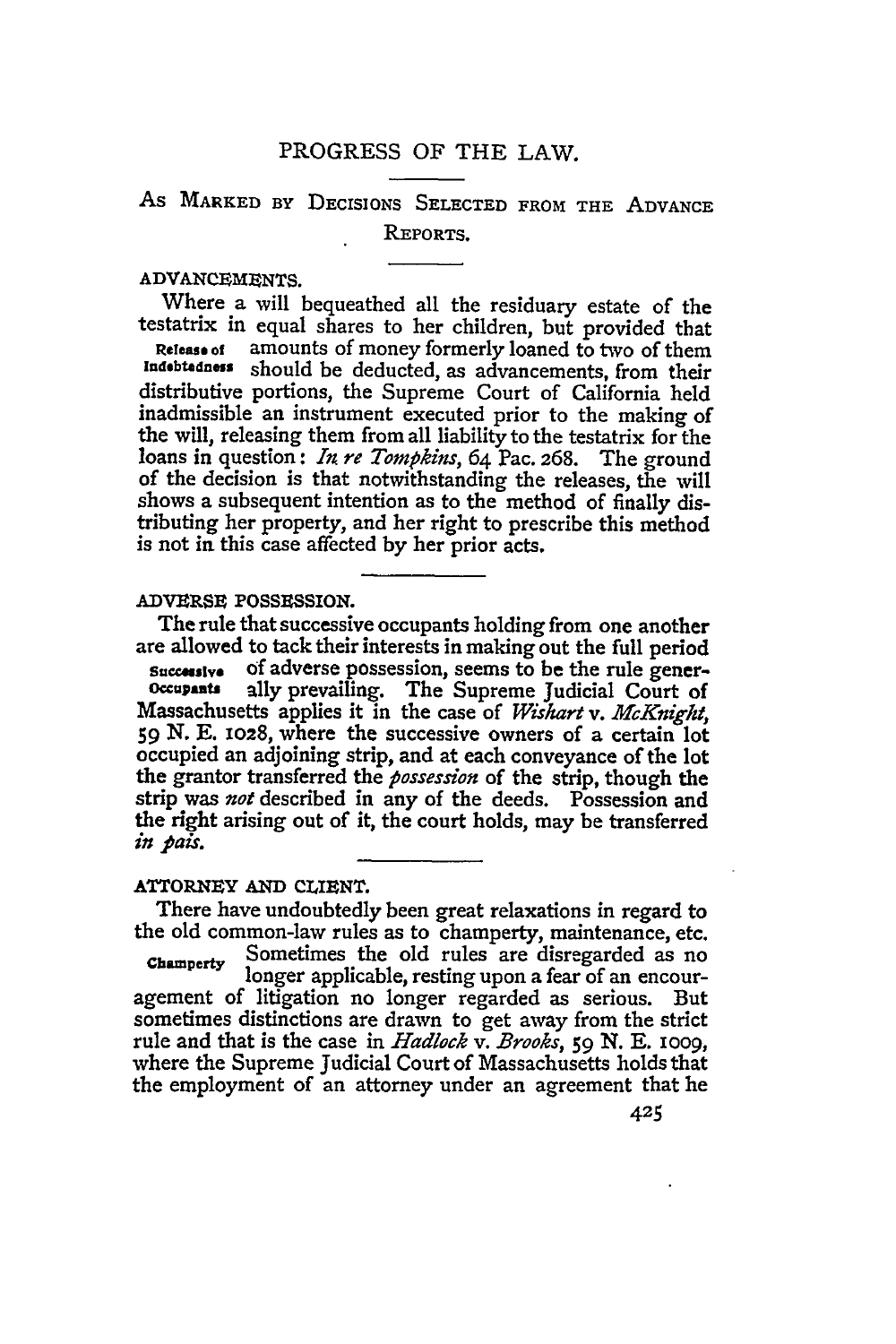# PROGRESS OF THE LAW.

## As Marked by Decisions Selected from the Advance Reports.

### ADVANCEMENTS.

Where a will bequeathed all the residuary estate of the testatrix in equal shares to her children, but provided that amounts of money formerly loaned to two of them should be deducted, as advancements, from their distributive portions, the Supreme Court of California held inadmissible an instrument executed prior to the making of the will, releasing them from all liability to the testatrix for the loans in question: *In re Tompkins*, 64 Pac. 268. The ground of the decision is that notwithstanding the releases, the will shows a subsequent intention as to the method of finally distributing her property, and her right to prescribe this method is not in this case affected by her prior acts.

*Release of Indebtedness*

### ADVERSE POSSESSION.

The rule that successive occupants holding from one another are allowed to tack their interests in making out the full period of adverse possession, seems to be the rule generally prevailing. The Supreme Judicial Court of Massachusetts applies it in the case of *Wishart* v. *McKnight*, 59 N. E. 1028, where the successive owners of a certain lot occupied an adjoining strip, and at each conveyance of the lot the grantor transferred the *possession* of the strip, though the strip was *not* described in any of the deeds. Possession and the right arising out of it, the court holds, may be transferred *in pais*.

*Successive Occupants*

### ATTORNEY AND CLIENT.

There have undoubtedly been great relaxations in regard to the old common-law rules as to champerty, maintenance, etc. Sometimes the old rules are disregarded as no longer applicable, resting upon a fear of an encouragement of litigation no longer regarded as serious. But sometimes distinctions are drawn to get away from the strict rule and that is the case in *Hadlock* v. *Brooks*, 59 N. E. 1009, where the Supreme Judicial Court of Massachusetts holds that the employment of an attorney under an agreement that he

*Champerty*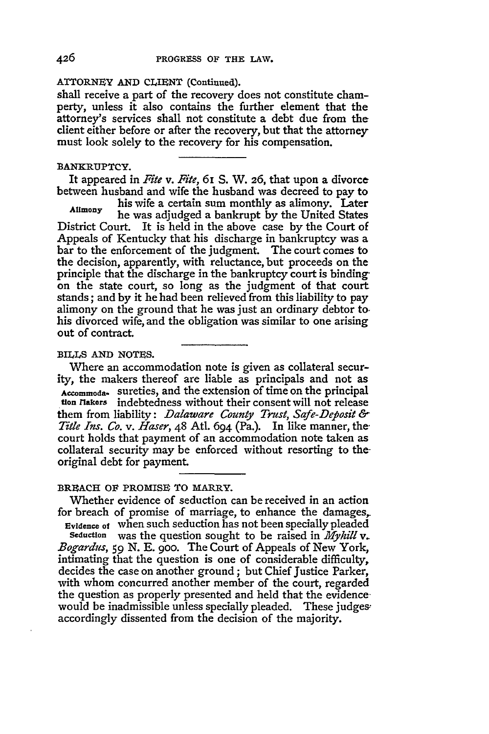ATTORNEY AND CLIENT (Continued).

shall receive a part of the recovery does not constitute champerty, unless it also contains the further element that the attorney's services shall not constitute a debt due from the client either before or after the recovery, but that the attorney must look solely to the recovery for his compensation.

BANKRUPTCY.

Alimony

It appeared in *Fite* v. *Fite*, 61 S. W. 26, that upon a divorce between husband and wife the husband was decreed to pay to his wife a certain sum monthly as alimony. Later he was adjudged a bankrupt by the United States District Court. It is held in the above case by the Court of Appeals of Kentucky that his discharge in bankruptcy was a bar to the enforcement of the judgment. The court comes to the decision, apparently, with reluctance, but proceeds on the principle that the discharge in the bankruptcy court is binding on the state court, so long as the judgment of that court stands; and by it he had been relieved from this liability to pay alimony on the ground that he was just an ordinary debtor to his divorced wife, and the obligation was similar to one arising out of contract.

BILLS AND NOTES.

Accommodation Makers

Where an accommodation note is given as collateral security, the makers thereof are liable as principals and not as sureties, and the extension of time on the principal indebtedness without their consent will not release them from liability: *Dalaware County Trust, Safe-Deposit & Title Ins. Co.* v. *Haser*, 48 Atl. 694 (Pa.). In like manner, the court holds that payment of an accommodation note taken as collateral security may be enforced without resorting to the original debt for payment.

BREACH OF PROMISE TO MARRY.

Evidence of Seduction

Whether evidence of seduction can be received in an action for breach of promise of marriage, to enhance the damages, when such seduction has not been specially pleaded was the question sought to be raised in *Myhill* v. *Bogardus*, 59 N. E. 900. The Court of Appeals of New York, intimating that the question is one of considerable difficulty, decides the case on another ground; but Chief Justice Parker, with whom concurred another member of the court, regarded the question as properly presented and held that the evidence would be inadmissible unless specially pleaded. These judges accordingly dissented from the decision of the majority.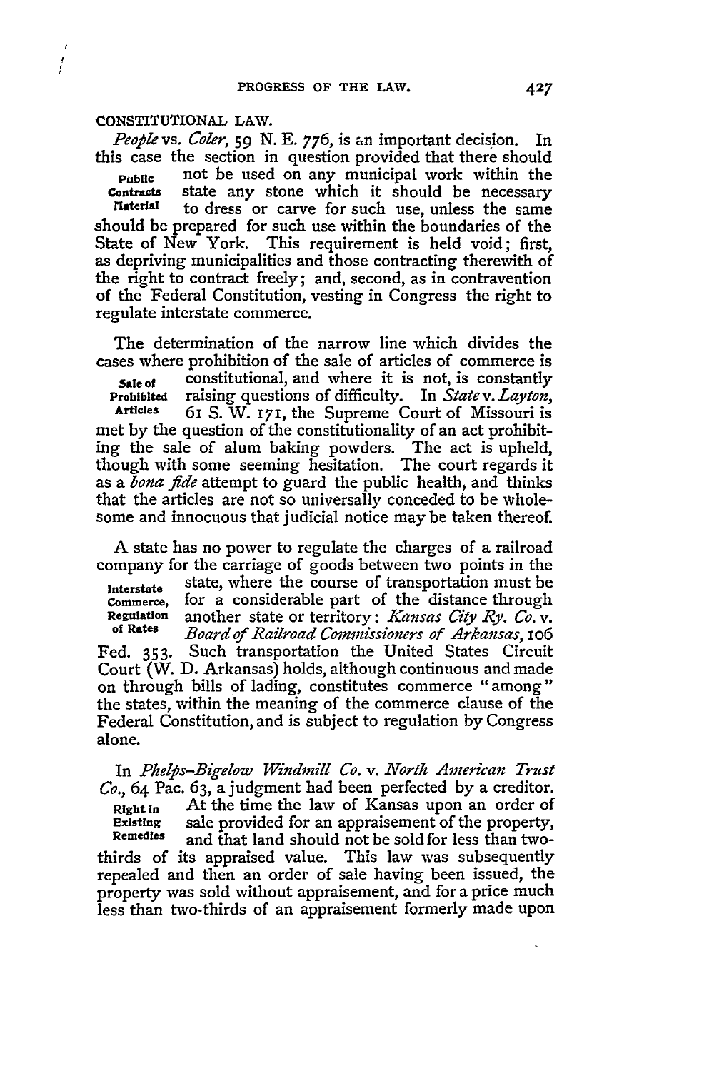CONSTITUTIONAL LAW.

*People* vs. *Coler*, 59 N. E. 776, is an important decision. In this case the section in question provided that there should not be used on any municipal work within the state any stone which it should be necessary to dress or carve for such use, unless the same should be prepared for such use within the boundaries of the State of New York. This requirement is held void; first, as depriving municipalities and those contracting therewith of the right to contract freely; and, second, as in contravention of the Federal Constitution, vesting in Congress the right to regulate interstate commerce.

**Public Contracts Material**

The determination of the narrow line which divides the cases where prohibition of the sale of articles of commerce is constitutional, and where it is not, is constantly raising questions of difficulty. In *State* v. *Layton*, 61 S. W. 171, the Supreme Court of Missouri is met by the question of the constitutionality of an act prohibiting the sale of alum baking powders. The act is upheld, though with some seeming hesitation. The court regards it as a *bona fide* attempt to guard the public health, and thinks that the articles are not so universally conceded to be wholesome and innocuous that judicial notice may be taken thereof.

**Sale of Prohibited Articles**

A state has no power to regulate the charges of a railroad company for the carriage of goods between two points in the state, where the course of transportation must be for a considerable part of the distance through another state or territory: *Kansas City Ry. Co.* v. *Board of Railroad Commissioners of Arkansas*, 106 Fed. 353. Such transportation the United States Circuit Court (W. D. Arkansas) holds, although continuous and made on through bills of lading, constitutes commerce "among" the states, within the meaning of the commerce clause of the Federal Constitution, and is subject to regulation by Congress alone.

**Interstate Commerce, Regulation of Rates**

In *Phelps-Bigelow Windmill Co.* v. *North American Trust Co.*, 64 Pac. 63, a judgment had been perfected by a creditor. At the time the law of Kansas upon an order of sale provided for an appraisement of the property, and that land should not be sold for less than two-thirds of its appraised value. This law was subsequently repealed and then an order of sale having been issued, the property was sold without appraisement, and for a price much less than two-thirds of an appraisement formerly made upon

**Right in Existing Remedies**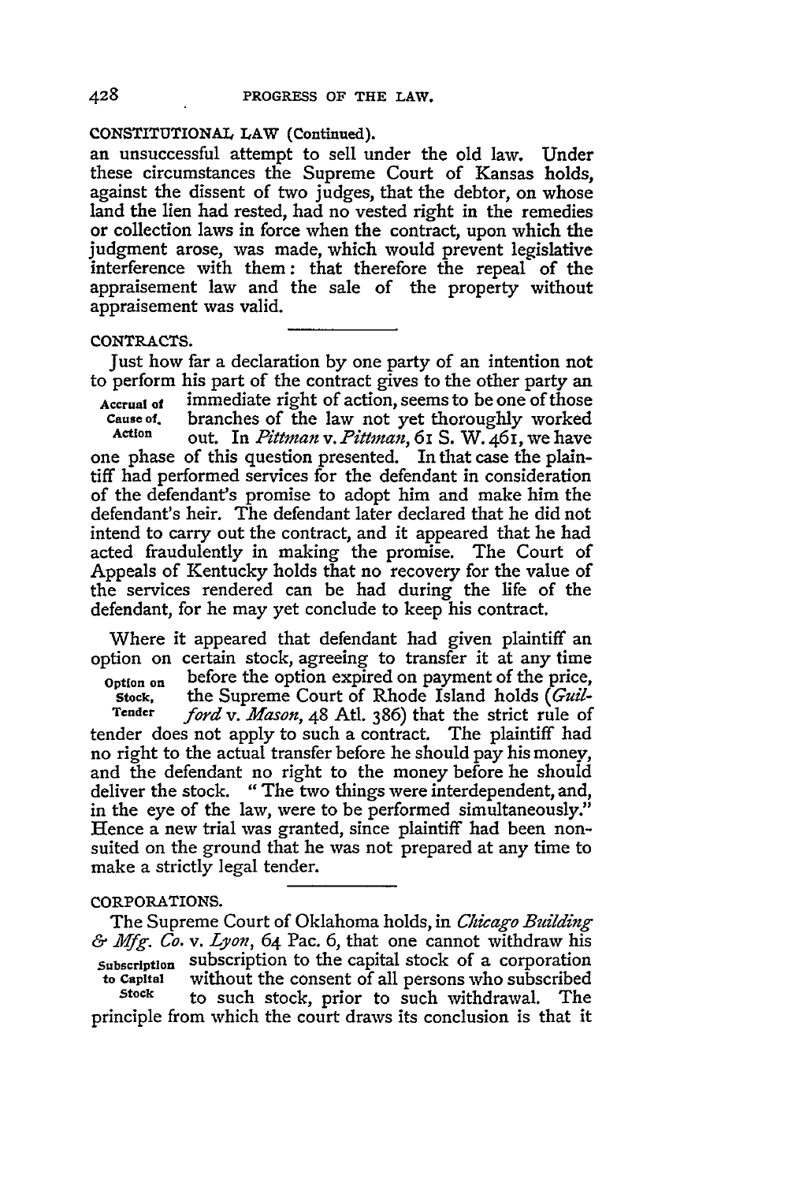CONSTITUTIONAL LAW (Continued).

an unsuccessful attempt to sell under the old law. Under these circumstances the Supreme Court of Kansas holds, against the dissent of two judges, that the debtor, on whose land the lien had rested, had no vested right in the remedies or collection laws in force when the contract, upon which the judgment arose, was made, which would prevent legislative interference with them: that therefore the repeal of the appraisement law and the sale of the property without appraisement was valid.

CONTRACTS.

**Accrual of Cause of Action**

Just how far a declaration by one party of an intention not to perform his part of the contract gives to the other party an immediate right of action, seems to be one of those branches of the law not yet thoroughly worked out. In *Pittman* v. *Pittman*, 61 S. W. 461, we have one phase of this question presented. In that case the plaintiff had performed services for the defendant in consideration of the defendant's promise to adopt him and make him the defendant's heir. The defendant later declared that he did not intend to carry out the contract, and it appeared that he had acted fraudulently in making the promise. The Court of Appeals of Kentucky holds that no recovery for the value of the services rendered can be had during the life of the defendant, for he may yet conclude to keep his contract.

**Option on Stock, Tender**

Where it appeared that defendant had given plaintiff an option on certain stock, agreeing to transfer it at any time before the option expired on payment of the price, the Supreme Court of Rhode Island holds (*Guilford* v. *Mason*, 48 Atl. 386) that the strict rule of tender does not apply to such a contract. The plaintiff had no right to the actual transfer before he should pay his money, and the defendant no right to the money before he should deliver the stock. "The two things were interdependent, and, in the eye of the law, were to be performed simultaneously." Hence a new trial was granted, since plaintiff had been nonsuited on the ground that he was not prepared at any time to make a strictly legal tender.

CORPORATIONS.

**Subscription to Capital Stock**

The Supreme Court of Oklahoma holds, in *Chicago Building & Mfg. Co.* v. *Lyon*, 64 Pac. 6, that one cannot withdraw his subscription to the capital stock of a corporation without the consent of all persons who subscribed to such stock, prior to such withdrawal. The principle from which the court draws its conclusion is that it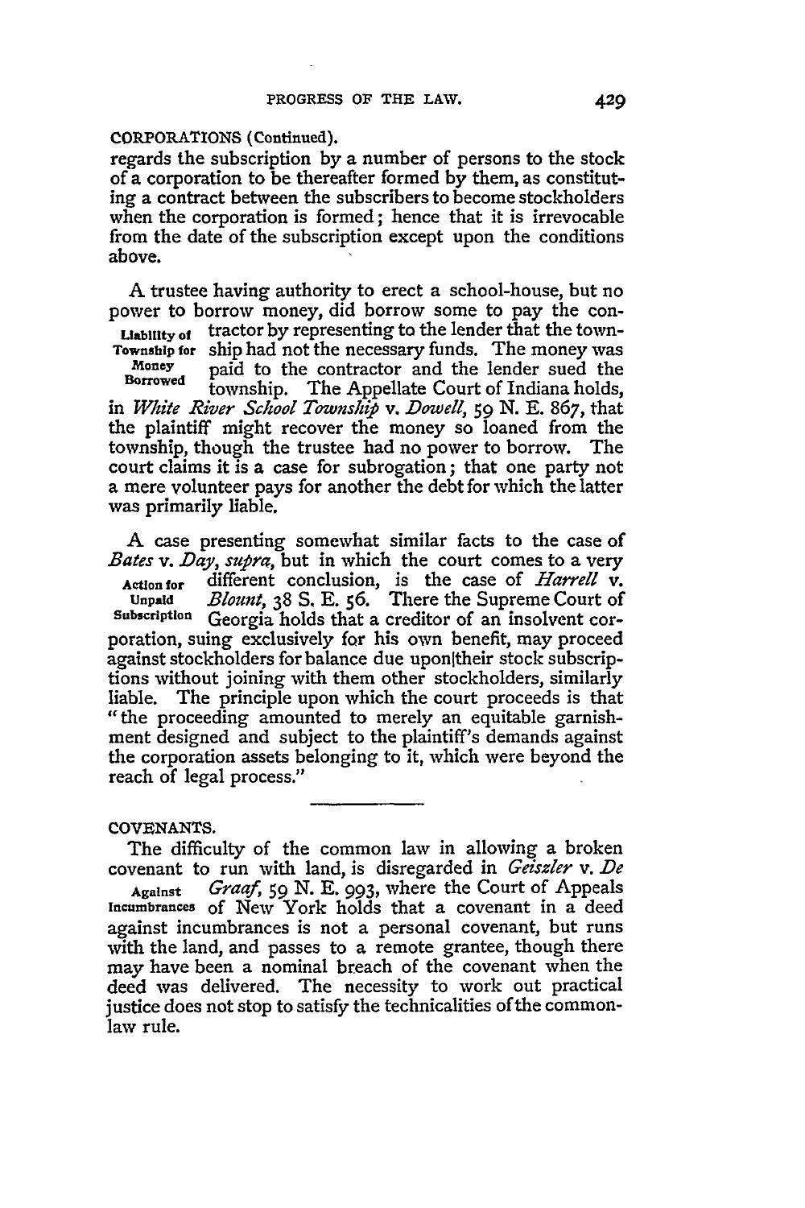CORPORATIONS (Continued).

regards the subscription by a number of persons to the stock of a corporation to be thereafter formed by them, as constituting a contract between the subscribers to become stockholders when the corporation is formed; hence that it is irrevocable from the date of the subscription except upon the conditions above.

**Liability of Township for Money Borrowed**

A trustee having authority to erect a school-house, but no power to borrow money, did borrow some to pay the contractor by representing to the lender that the township had not the necessary funds. The money was paid to the contractor and the lender sued the township. The Appellate Court of Indiana holds, in *White River School Township* v. *Dowell*, 59 N. E. 867, that the plaintiff might recover the money so loaned from the township, though the trustee had no power to borrow. The court claims it is a case for subrogation; that one party not a mere volunteer pays for another the debt for which the latter was primarily liable.

**Action for Unpaid Subscription**

A case presenting somewhat similar facts to the case of *Bates* v. *Day*, *supra*, but in which the court comes to a very different conclusion, is the case of *Harrell* v. *Blount*, 38 S. E. 56. There the Supreme Court of Georgia holds that a creditor of an insolvent corporation, suing exclusively for his own benefit, may proceed against stockholders for balance due upon their stock subscriptions without joining with them other stockholders, similarly liable. The principle upon which the court proceeds is that "the proceeding amounted to merely an equitable garnishment designed and subject to the plaintiff's demands against the corporation assets belonging to it, which were beyond the reach of legal process."

---

COVENANTS.

**Against Incumbrances**

The difficulty of the common law in allowing a broken covenant to run with land, is disregarded in *Geiszler* v. *De Graaf*, 59 N. E. 993, where the Court of Appeals of New York holds that a covenant in a deed against incumbrances is not a personal covenant, but runs with the land, and passes to a remote grantee, though there may have been a nominal breach of the covenant when the deed was delivered. The necessity to work out practical justice does not stop to satisfy the technicalities of the common-law rule.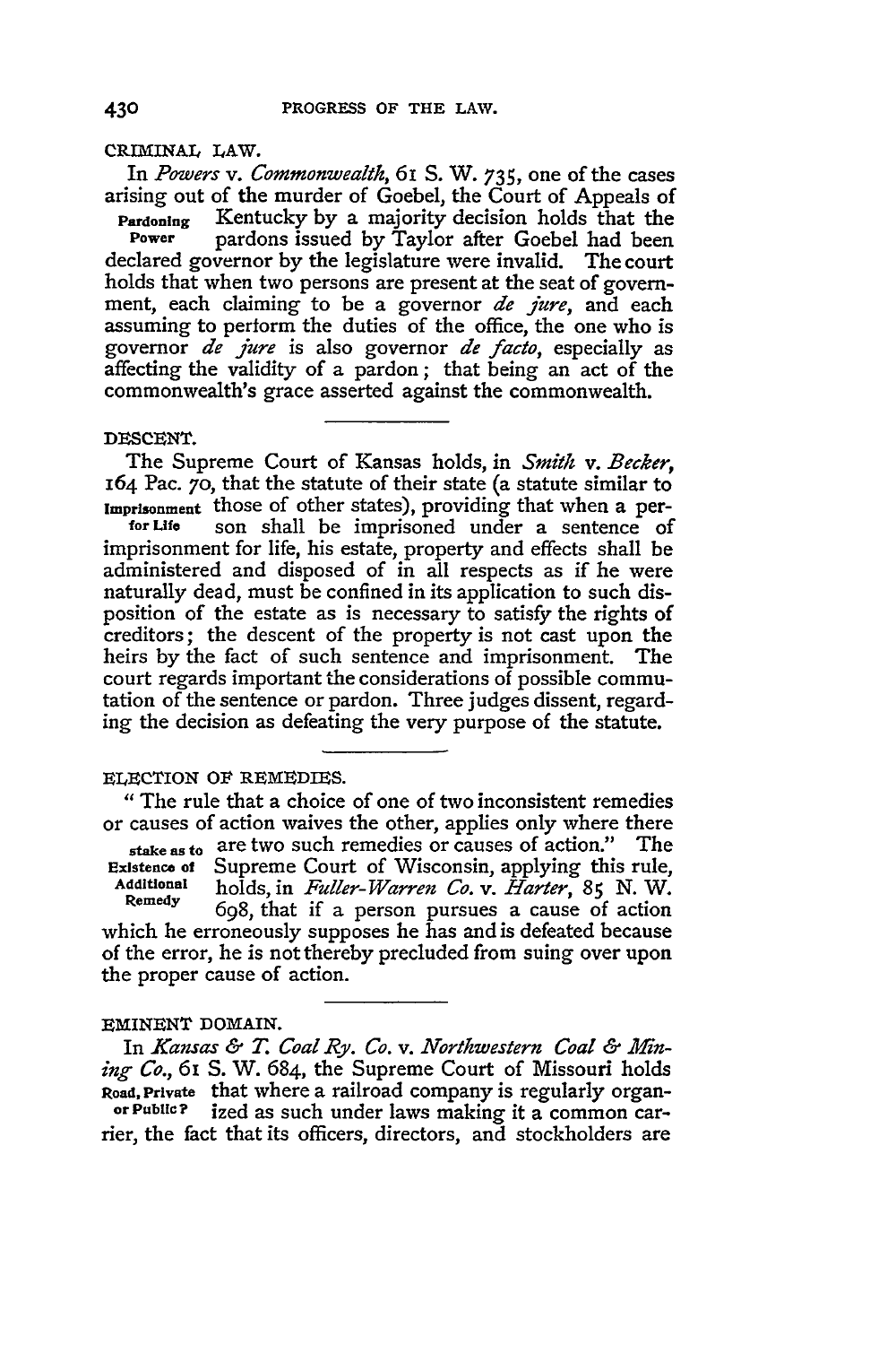## CRIMINAL LAW.

**Pardoning Power**

In *Powers* v. *Commonwealth*, 61 S. W. 735, one of the cases arising out of the murder of Goebel, the Court of Appeals of Kentucky by a majority decision holds that the pardons issued by Taylor after Goebel had been declared governor by the legislature were invalid. The court holds that when two persons are present at the seat of government, each claiming to be a governor *de jure*, and each assuming to perform the duties of the office, the one who is governor *de jure* is also governor *de facto*, especially as affecting the validity of a pardon; that being an act of the commonwealth's grace asserted against the commonwealth.

---

## DESCENT.

**Imprisonment for Life**

The Supreme Court of Kansas holds, in *Smith* v. *Becker*, 164 Pac. 70, that the statute of their state (a statute similar to those of other states), providing that when a person shall be imprisoned under a sentence of imprisonment for life, his estate, property and effects shall be administered and disposed of in all respects as if he were naturally dead, must be confined in its application to such disposition of the estate as is necessary to satisfy the rights of creditors; the descent of the property is not cast upon the heirs by the fact of such sentence and imprisonment. The court regards important the considerations of possible commutation of the sentence or pardon. Three judges dissent, regarding the decision as defeating the very purpose of the statute.

---

## ELECTION OF REMEDIES.

**Mistake as to Existence of Additional Remedy**

"The rule that a choice of one of two inconsistent remedies or causes of action waives the other, applies only where there are two such remedies or causes of action." The Supreme Court of Wisconsin, applying this rule, holds, in *Fuller-Warren Co.* v. *Harter*, 85 N. W. 698, that if a person pursues a cause of action which he erroneously supposes he has and is defeated because of the error, he is not thereby precluded from suing over upon the proper cause of action.

---

## EMINENT DOMAIN.

**Road, Private or Public?**

In *Kansas & T. Coal Ry. Co.* v. *Northwestern Coal & Mining Co.*, 61 S. W. 684, the Supreme Court of Missouri holds that where a railroad company is regularly organized as such under laws making it a common carrier, the fact that its officers, directors, and stockholders are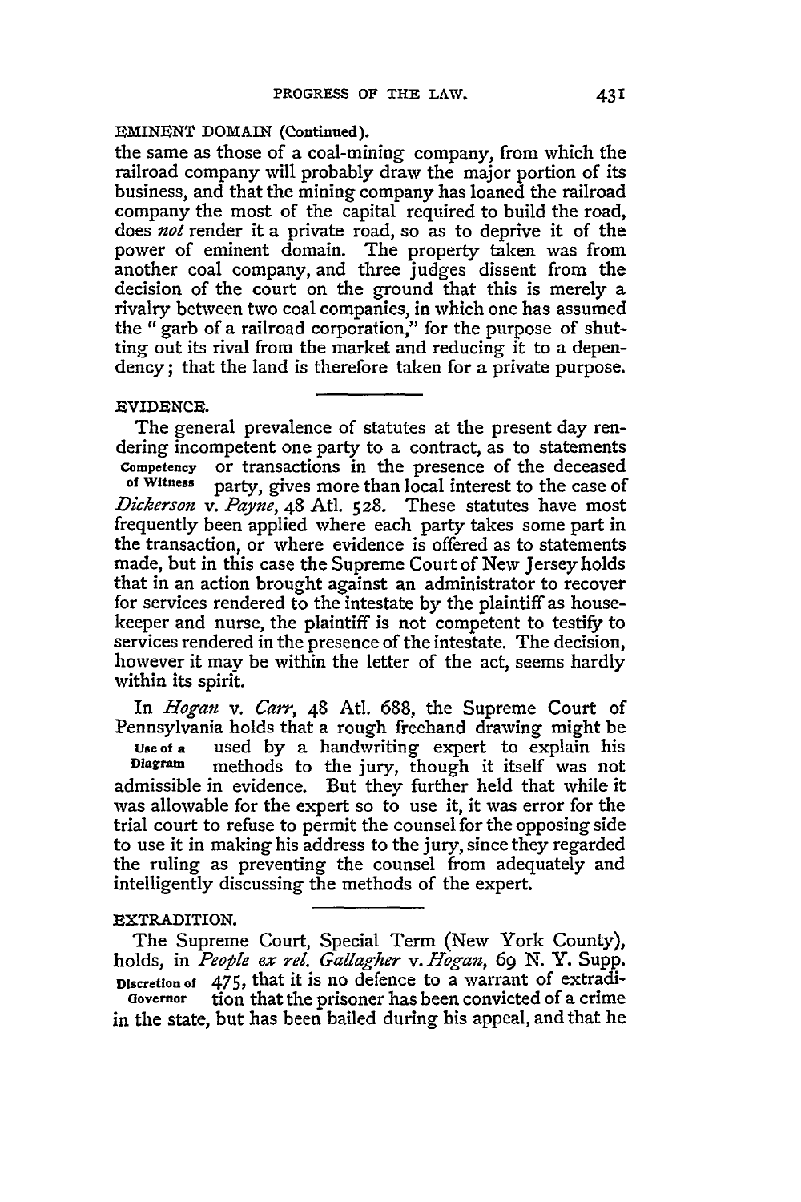EMINENT DOMAIN (Continued).

the same as those of a coal-mining company, from which the railroad company will probably draw the major portion of its business, and that the mining company has loaned the railroad company the most of the capital required to build the road, does *not* render it a private road, so as to deprive it of the power of eminent domain. The property taken was from another coal company, and three judges dissent from the decision of the court on the ground that this is merely a rivalry between two coal companies, in which one has assumed the "garb of a railroad corporation," for the purpose of shutting out its rival from the market and reducing it to a dependency; that the land is therefore taken for a private purpose.

EVIDENCE.

**Competency of Witness**

The general prevalence of statutes at the present day rendering incompetent one party to a contract, as to statements or transactions in the presence of the deceased party, gives more than local interest to the case of *Dickerson* v. *Payne*, 48 Atl. 528. These statutes have most frequently been applied where each party takes some part in the transaction, or where evidence is offered as to statements made, but in this case the Supreme Court of New Jersey holds that in an action brought against an administrator to recover for services rendered to the intestate by the plaintiff as housekeeper and nurse, the plaintiff is not competent to testify to services rendered in the presence of the intestate. The decision, however it may be within the letter of the act, seems hardly within its spirit.

**Use of a Diagram**

In *Hogan* v. *Carr*, 48 Atl. 688, the Supreme Court of Pennsylvania holds that a rough freehand drawing might be used by a handwriting expert to explain his methods to the jury, though it itself was not admissible in evidence. But they further held that while it was allowable for the expert so to use it, it was error for the trial court to refuse to permit the counsel for the opposing side to use it in making his address to the jury, since they regarded the ruling as preventing the counsel from adequately and intelligently discussing the methods of the expert.

EXTRADITION.

**Discretion of Governor**

The Supreme Court, Special Term (New York County), holds, in *People ex rel. Gallagher* v. *Hogan*, 69 N. Y. Supp. 475, that it is no defence to a warrant of extradition that the prisoner has been convicted of a crime in the state, but has been bailed during his appeal, and that he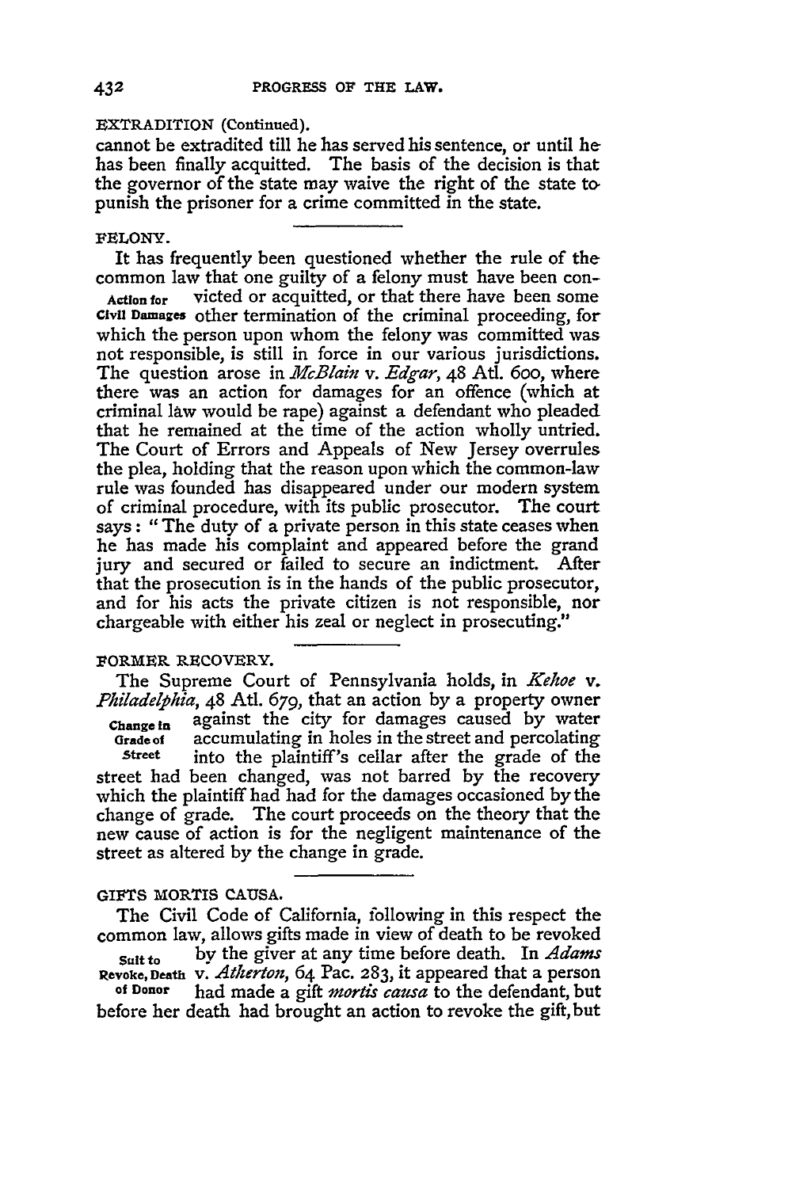EXTRADITION (Continued).

cannot be extradited till he has served his sentence, or until he has been finally acquitted. The basis of the decision is that the governor of the state may waive the right of the state to punish the prisoner for a crime committed in the state.

FELONY.

**Action for Civil Damages**

It has frequently been questioned whether the rule of the common law that one guilty of a felony must have been convicted or acquitted, or that there have been some other termination of the criminal proceeding, for which the person upon whom the felony was committed was not responsible, is still in force in our various jurisdictions. The question arose in *McBlain* v. *Edgar*, 48 Atl. 600, where there was an action for damages for an offence (which at criminal law would be rape) against a defendant who pleaded that he remained at the time of the action wholly untried. The Court of Errors and Appeals of New Jersey overrules the plea, holding that the reason upon which the common-law rule was founded has disappeared under our modern system of criminal procedure, with its public prosecutor. The court says: "The duty of a private person in this state ceases when he has made his complaint and appeared before the grand jury and secured or failed to secure an indictment. After that the prosecution is in the hands of the public prosecutor, and for his acts the private citizen is not responsible, nor chargeable with either his zeal or neglect in prosecuting."

FORMER RECOVERY.

**Change in Grade of Street**

The Supreme Court of Pennsylvania holds, in *Kehoe* v. *Philadelphia*, 48 Atl. 679, that an action by a property owner against the city for damages caused by water accumulating in holes in the street and percolating into the plaintiff's cellar after the grade of the street had been changed, was not barred by the recovery which the plaintiff had had for the damages occasioned by the change of grade. The court proceeds on the theory that the new cause of action is for the negligent maintenance of the street as altered by the change in grade.

GIFTS MORTIS CAUSA.

**Suit to Revoke, Death of Donor**

The Civil Code of California, following in this respect the common law, allows gifts made in view of death to be revoked by the giver at any time before death. In *Adams* v. *Atherton*, 64 Pac. 283, it appeared that a person had made a gift *mortis causa* to the defendant, but before her death had brought an action to revoke the gift, but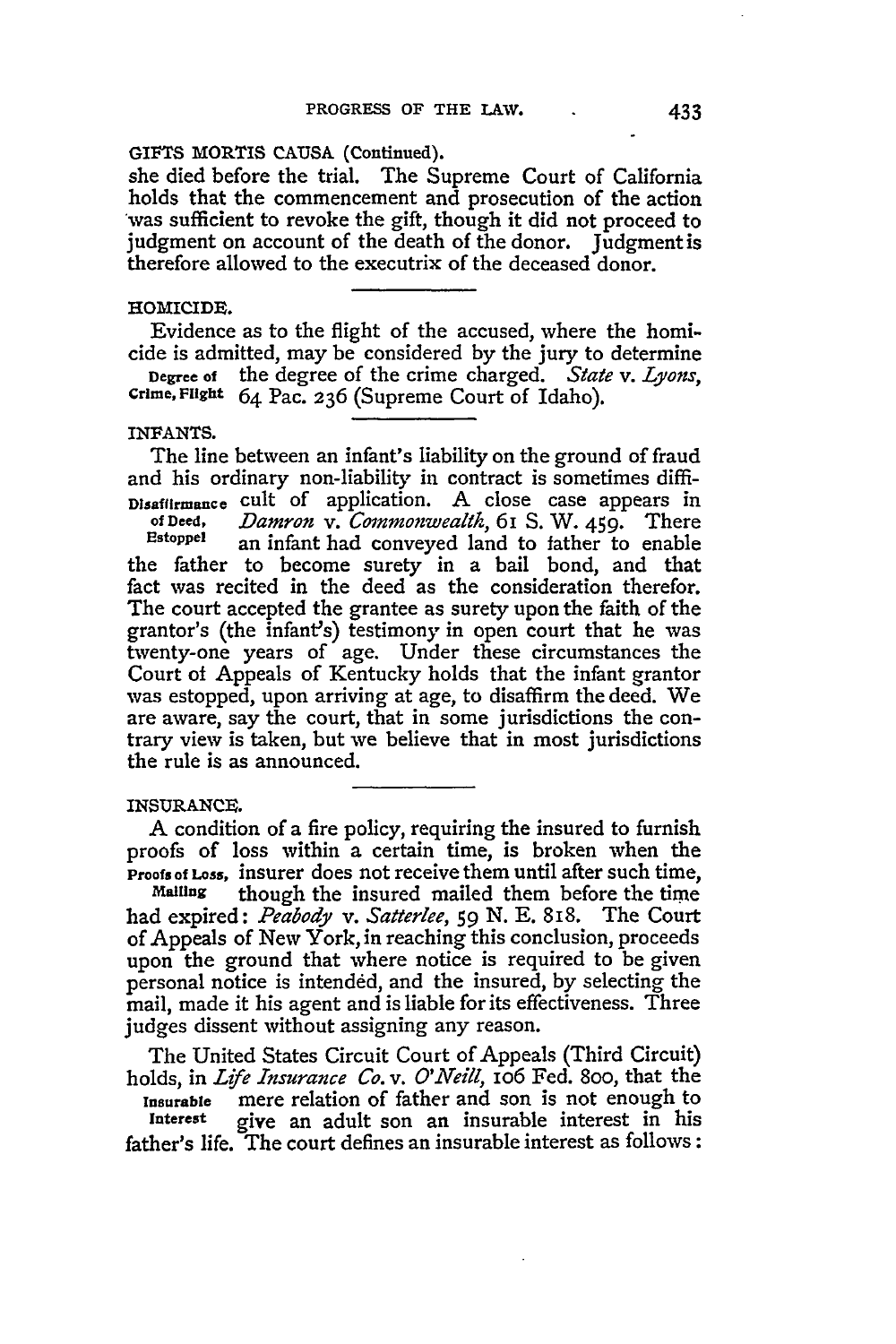GIFTS MORTIS CAUSA (Continued).

she died before the trial. The Supreme Court of California holds that the commencement and prosecution of the action was sufficient to revoke the gift, though it did not proceed to judgment on account of the death of the donor. Judgment is therefore allowed to the executrix of the deceased donor.

HOMICIDE.

*Degree of Crime, Flight*

Evidence as to the flight of the accused, where the homicide is admitted, may be considered by the jury to determine the degree of the crime charged. *State* v. *Lyons*, 64 Pac. 236 (Supreme Court of Idaho).

INFANTS.

*Disaffirmance of Deed, Estoppel*

The line between an infant's liability on the ground of fraud and his ordinary non-liability in contract is sometimes difficult of application. A close case appears in *Damron* v. *Commonwealth*, 61 S. W. 459. There an infant had conveyed land to father to enable the father to become surety in a bail bond, and that fact was recited in the deed as the consideration therefor. The court accepted the grantee as surety upon the faith of the grantor's (the infant's) testimony in open court that he was twenty-one years of age. Under these circumstances the Court of Appeals of Kentucky holds that the infant grantor was estopped, upon arriving at age, to disaffirm the deed. We are aware, say the court, that in some jurisdictions the contrary view is taken, but we believe that in most jurisdictions the rule is as announced.

INSURANCE.

*Proofs of Loss, Mailing*

A condition of a fire policy, requiring the insured to furnish proofs of loss within a certain time, is broken when the insurer does not receive them until after such time, though the insured mailed them before the time had expired: *Peabody* v. *Satterlee*, 59 N. E. 818. The Court of Appeals of New York, in reaching this conclusion, proceeds upon the ground that where notice is required to be given personal notice is intended, and the insured, by selecting the mail, made it his agent and is liable for its effectiveness. Three judges dissent without assigning any reason.

*Insurable Interest*

The United States Circuit Court of Appeals (Third Circuit) holds, in *Life Insurance Co.* v. *O'Neill*, 106 Fed. 800, that the mere relation of father and son is not enough to give an adult son an insurable interest in his father's life. The court defines an insurable interest as follows: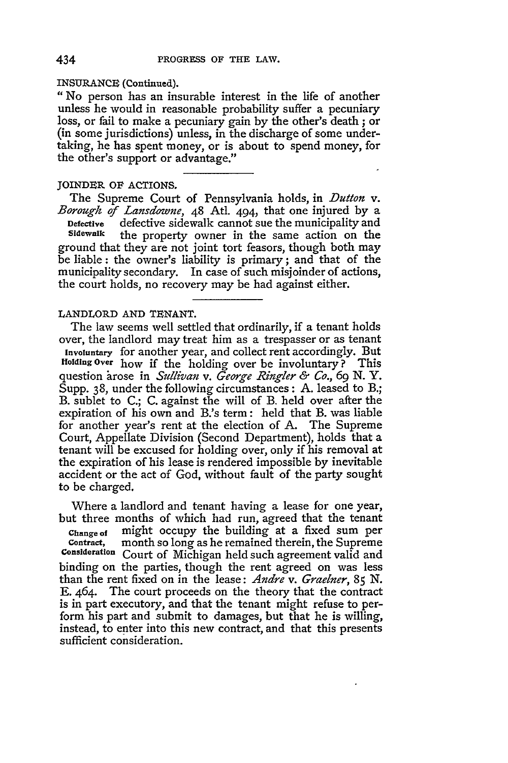INSURANCE (Continued).

"No person has an insurable interest in the life of another unless he would in reasonable probability suffer a pecuniary loss, or fail to make a pecuniary gain by the other's death; or (in some jurisdictions) unless, in the discharge of some undertaking, he has spent money, or is about to spend money, for the other's support or advantage."

JOINDER OF ACTIONS.

The Supreme Court of Pennsylvania holds, in *Dutton* v. *Borough of Lansdowne*, 48 Atl. 494, that one injured by a defective sidewalk cannot sue the municipality and the property owner in the same action on the ground that they are not joint tort feasors, though both may be liable: the owner's liability is primary; and that of the municipality secondary. In case of such misjoinder of actions, the court holds, no recovery may be had against either.

LANDLORD AND TENANT.

The law seems well settled that ordinarily, if a tenant holds over, the landlord may treat him as a trespasser or as tenant for another year, and collect rent accordingly. But how if the holding over be involuntary? This question arose in *Sullivan* v. *George Ringler & Co.*, 69 N. Y. Supp. 38, under the following circumstances: A. leased to B.; B. sublet to C.; C. against the will of B. held over after the expiration of his own and B.'s term: held that B. was liable for another year's rent at the election of A. The Supreme Court, Appellate Division (Second Department), holds that a tenant will be excused for holding over, only if his removal at the expiration of his lease is rendered impossible by inevitable accident or the act of God, without fault of the party sought to be charged.

Where a landlord and tenant having a lease for one year, but three months of which had run, agreed that the tenant might occupy the building at a fixed sum per month so long as he remained therein, the Supreme Court of Michigan held such agreement valid and binding on the parties, though the rent agreed on was less than the rent fixed on in the lease: *Andre* v. *Graelner*, 85 N. E. 464. The court proceeds on the theory that the contract is in part executory, and that the tenant might refuse to perform his part and submit to damages, but that he is willing, instead, to enter into this new contract, and that this presents sufficient consideration.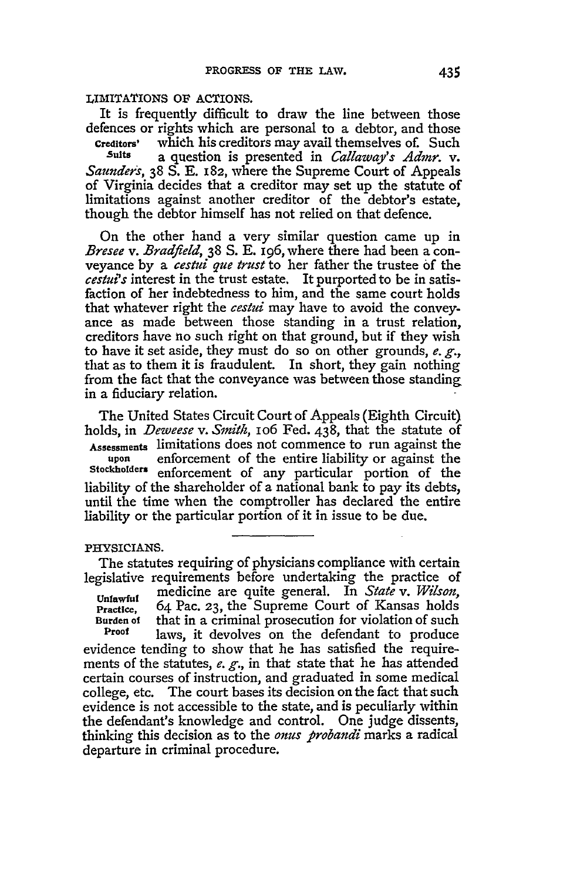## LIMITATIONS OF ACTIONS.

It is frequently difficult to draw the line between those defences or rights which are personal to a debtor, and those which his creditors may avail themselves of. Such a question is presented in *Callaway's Admr.* v. *Saunders*, 38 S. E. 182, where the Supreme Court of Appeals of Virginia decides that a creditor may set up the statute of limitations against another creditor of the debtor's estate, though the debtor himself has not relied on that defence.

**Creditors' Suits**

On the other hand a very similar question came up in *Bresee* v. *Bradfield*, 38 S. E. 196, where there had been a conveyance by a *cestui que trust* to her father the trustee of the *cestui's* interest in the trust estate. It purported to be in satisfaction of her indebtedness to him, and the same court holds that whatever right the *cestui* may have to avoid the conveyance as made between those standing in a trust relation, creditors have no such right on that ground, but if they wish to have it set aside, they must do so on other grounds, *e. g.*, that as to them it is fraudulent. In short, they gain nothing from the fact that the conveyance was between those standing in a fiduciary relation.

**Assessments upon Stockholders**

The United States Circuit Court of Appeals (Eighth Circuit) holds, in *Deweese* v. *Smith*, 106 Fed. 438, that the statute of limitations does not commence to run against the enforcement of the entire liability or against the enforcement of any particular portion of the liability of the shareholder of a national bank to pay its debts, until the time when the comptroller has declared the entire liability or the particular portion of it in issue to be due.

## PHYSICIANS.

**Unlawful Practice, Burden of Proof**

The statutes requiring of physicians compliance with certain legislative requirements before undertaking the practice of medicine are quite general. In *State* v. *Wilson*, 64 Pac. 23, the Supreme Court of Kansas holds that in a criminal prosecution for violation of such laws, it devolves on the defendant to produce evidence tending to show that he has satisfied the requirements of the statutes, *e. g.*, in that state that he has attended certain courses of instruction, and graduated in some medical college, etc. The court bases its decision on the fact that such evidence is not accessible to the state, and is peculiarly within the defendant's knowledge and control. One judge dissents, thinking this decision as to the *onus probandi* marks a radical departure in criminal procedure.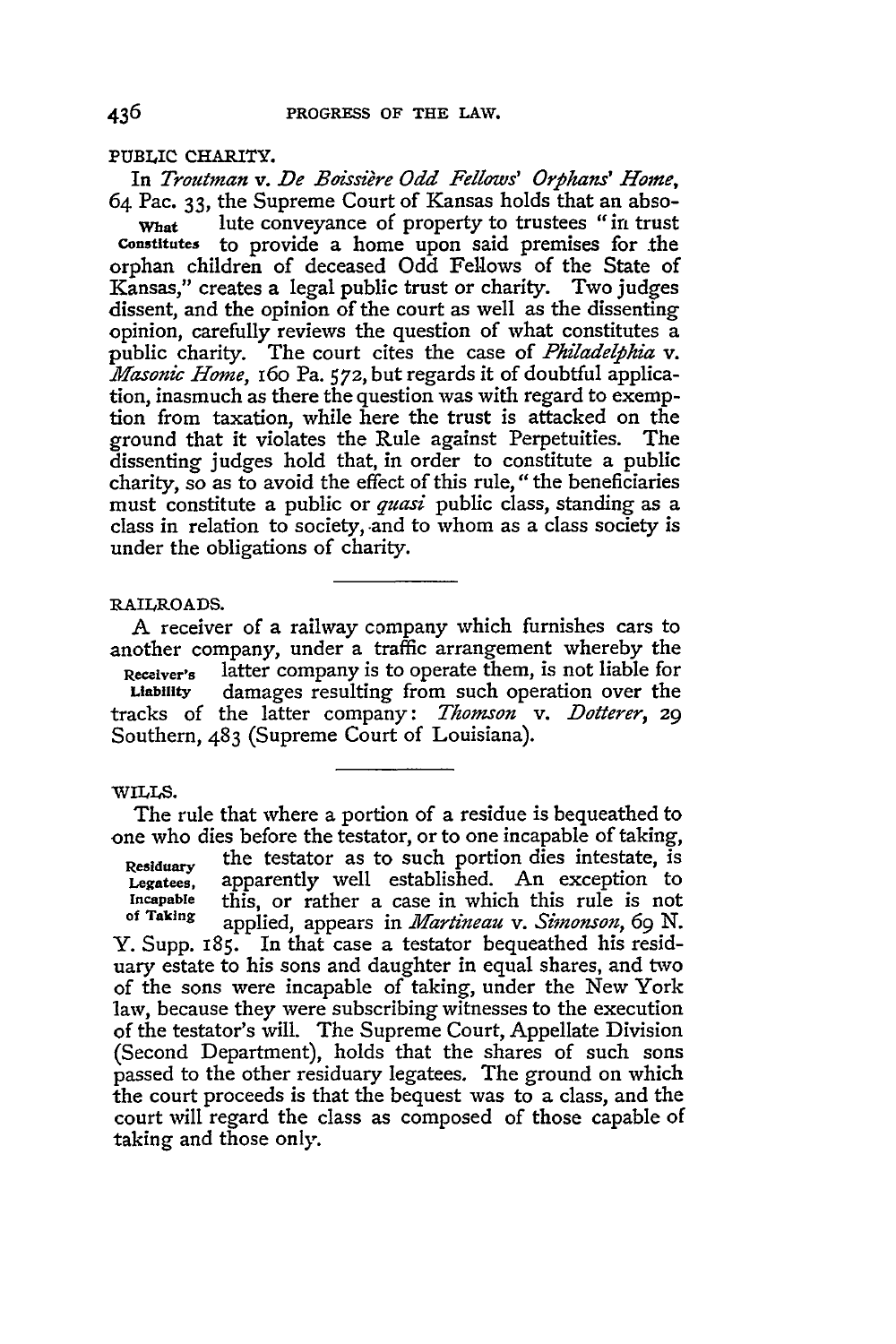## PUBLIC CHARITY.

**What Constitutes**

In *Troutman* v. *De Boissière Odd Fellows' Orphans' Home*, 64 Pac. 33, the Supreme Court of Kansas holds that an absolute conveyance of property to trustees "in trust to provide a home upon said premises for the orphan children of deceased Odd Fellows of the State of Kansas," creates a legal public trust or charity. Two judges dissent, and the opinion of the court as well as the dissenting opinion, carefully reviews the question of what constitutes a public charity. The court cites the case of *Philadelphia* v. *Masonic Home*, 160 Pa. 572, but regards it of doubtful application, inasmuch as there the question was with regard to exemption from taxation, while here the trust is attacked on the ground that it violates the Rule against Perpetuities. The dissenting judges hold that, in order to constitute a public charity, so as to avoid the effect of this rule, "the beneficiaries must constitute a public or *quasi* public class, standing as a class in relation to society, and to whom as a class society is under the obligations of charity.

## RAILROADS.

**Receiver's Liability**

A receiver of a railway company which furnishes cars to another company, under a traffic arrangement whereby the latter company is to operate them, is not liable for damages resulting from such operation over the tracks of the latter company: *Thomson* v. *Dotterer*, 29 Southern, 483 (Supreme Court of Louisiana).

## WILLS.

**Residuary Legatees, Incapable of Taking**

The rule that where a portion of a residue is bequeathed to one who dies before the testator, or to one incapable of taking, the testator as to such portion dies intestate, is apparently well established. An exception to this, or rather a case in which this rule is not applied, appears in *Martineau* v. *Simonson*, 69 N. Y. Supp. 185. In that case a testator bequeathed his residuary estate to his sons and daughter in equal shares, and two of the sons were incapable of taking, under the New York law, because they were subscribing witnesses to the execution of the testator's will. The Supreme Court, Appellate Division (Second Department), holds that the shares of such sons passed to the other residuary legatees. The ground on which the court proceeds is that the bequest was to a class, and the court will regard the class as composed of those capable of taking and those only.